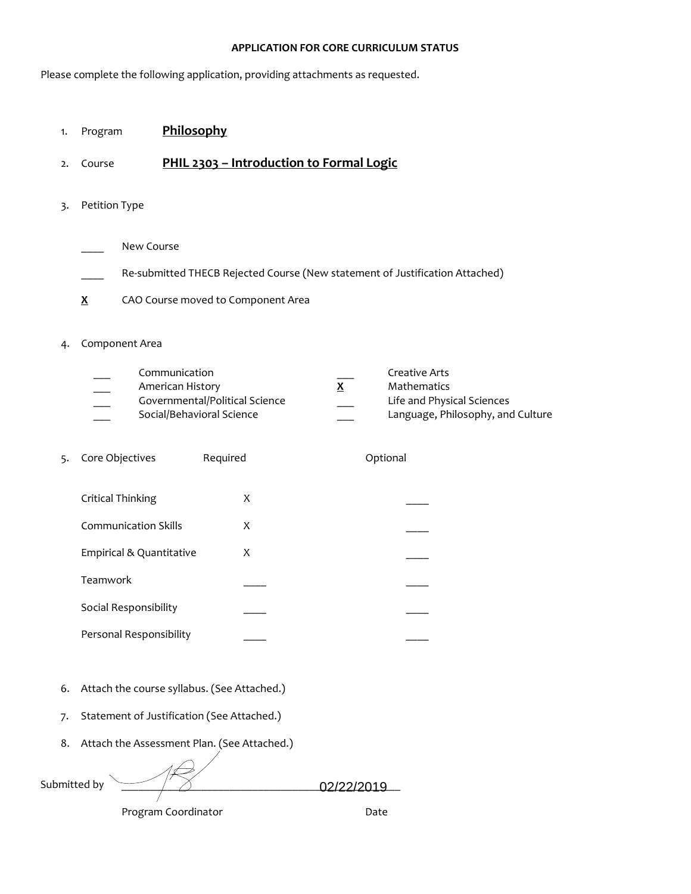**APPLICATION FOR CORE CURRICULUM STATUS**

Please complete the following application, providing attachments as requested.

1. Program **Philosophy**

2. Course **PHIL 2303 – Introduction to Formal Logic**

3. Petition Type

   ____ New Course

   ____ Re-submitted THECB Rejected Course (New statement of Justification Attached)

   **X** CAO Course moved to Component Area

4. Component Area

| | | | |
|---|---|---|---|
| ___ | Communication | ___ | Creative Arts |
| ___ | American History | **X** | Mathematics |
| ___ | Governmental/Political Science | ___ | Life and Physical Sciences |
| ___ | Social/Behavioral Science | ___ | Language, Philosophy, and Culture |

5. Core Objectives

| Core Objectives | Required | Optional |
|---|---|---|
| Critical Thinking | X | ____ |
| Communication Skills | X | ____ |
| Empirical & Quantitative | X | ____ |
| Teamwork | ____ | ____ |
| Social Responsibility | ____ | ____ |
| Personal Responsibility | ____ | ____ |

6. Attach the course syllabus. (See Attached.)

7. Statement of Justification (See Attached.)

8. Attach the Assessment Plan. (See Attached.)

Submitted by ______________________________ 02/22/2019

Program Coordinator Date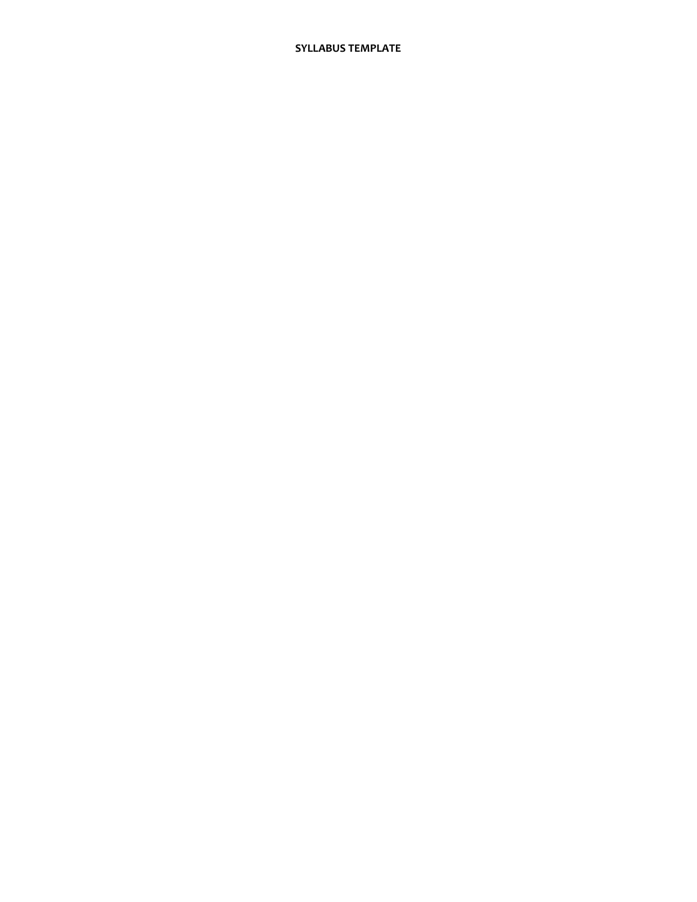**SYLLABUS TEMPLATE**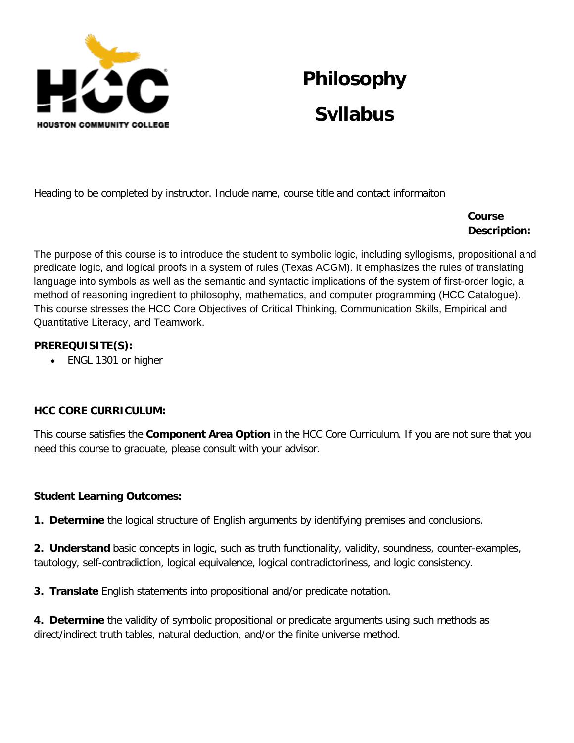# Philosophy

# Syllabus

Heading to be completed by instructor. Include name, course title and contact informaiton

**Course Description:**

The purpose of this course is to introduce the student to symbolic logic, including syllogisms, propositional and predicate logic, and logical proofs in a system of rules (Texas ACGM). It emphasizes the rules of translating language into symbols as well as the semantic and syntactic implications of the system of first-order logic, a method of reasoning ingredient to philosophy, mathematics, and computer programming (HCC Catalogue). This course stresses the HCC Core Objectives of Critical Thinking, Communication Skills, Empirical and Quantitative Literacy, and Teamwork.

**PREREQUISITE(S):**

- ENGL 1301 or higher

**HCC CORE CURRICULUM:**

This course satisfies the **Component Area Option** in the HCC Core Curriculum. If you are not sure that you need this course to graduate, please consult with your advisor.

**Student Learning Outcomes:**

**1. Determine** the logical structure of English arguments by identifying premises and conclusions.

**2. Understand** basic concepts in logic, such as truth functionality, validity, soundness, counter-examples, tautology, self-contradiction, logical equivalence, logical contradictoriness, and logic consistency.

**3. Translate** English statements into propositional and/or predicate notation.

**4. Determine** the validity of symbolic propositional or predicate arguments using such methods as direct/indirect truth tables, natural deduction, and/or the finite universe method.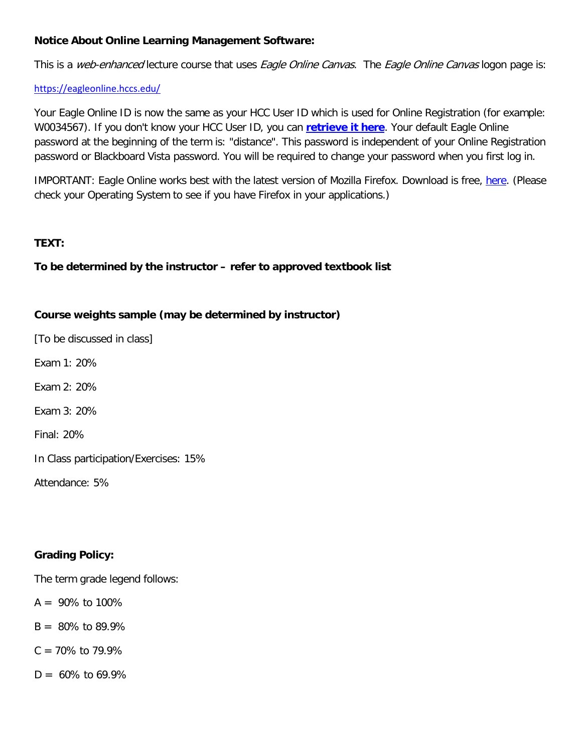**Notice About Online Learning Management Software:**

This is a *web-enhanced* lecture course that uses *Eagle Online Canvas*. The *Eagle Online Canvas* logon page is:

https://eagleonline.hccs.edu/

Your Eagle Online ID is now the same as your HCC User ID which is used for Online Registration (for example: W0034567). If you don't know your HCC User ID, you can **retrieve it here**. Your default Eagle Online password at the beginning of the term is: "distance". This password is independent of your Online Registration password or Blackboard Vista password. You will be required to change your password when you first log in.

IMPORTANT: Eagle Online works best with the latest version of Mozilla Firefox. Download is free, here. (Please check your Operating System to see if you have Firefox in your applications.)

**TEXT:**

**To be determined by the instructor – refer to approved textbook list**

**Course weights sample (may be determined by instructor)**

[To be discussed in class]

Exam 1: 20%

Exam 2: 20%

Exam 3: 20%

Final: 20%

In Class participation/Exercises: 15%

Attendance: 5%

**Grading Policy:**

The term grade legend follows:

A = 90% to 100%

B = 80% to 89.9%

C = 70% to 79.9%

D = 60% to 69.9%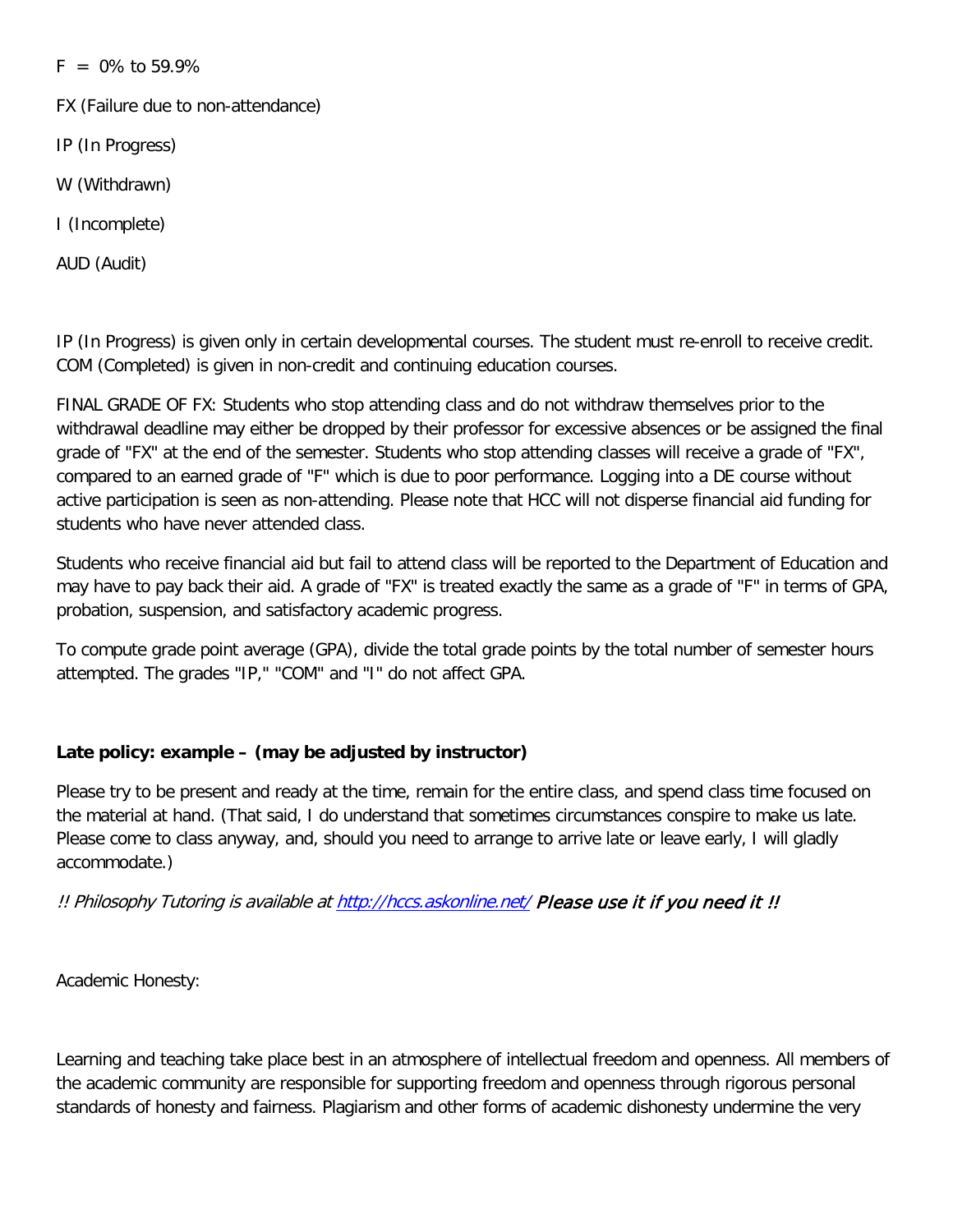F = 0% to 59.9%

FX (Failure due to non-attendance)

IP (In Progress)

W (Withdrawn)

I (Incomplete)

AUD (Audit)

IP (In Progress) is given only in certain developmental courses. The student must re-enroll to receive credit. COM (Completed) is given in non-credit and continuing education courses.

FINAL GRADE OF FX: Students who stop attending class and do not withdraw themselves prior to the withdrawal deadline may either be dropped by their professor for excessive absences or be assigned the final grade of "FX" at the end of the semester. Students who stop attending classes will receive a grade of "FX", compared to an earned grade of "F" which is due to poor performance. Logging into a DE course without active participation is seen as non-attending. Please note that HCC will not disperse financial aid funding for students who have never attended class.

Students who receive financial aid but fail to attend class will be reported to the Department of Education and may have to pay back their aid. A grade of "FX" is treated exactly the same as a grade of "F" in terms of GPA, probation, suspension, and satisfactory academic progress.

To compute grade point average (GPA), divide the total grade points by the total number of semester hours attempted. The grades "IP," "COM" and "I" do not affect GPA.

**Late policy: example – (may be adjusted by instructor)**

Please try to be present and ready at the time, remain for the entire class, and spend class time focused on the material at hand. (That said, I do understand that sometimes circumstances conspire to make us late. Please come to class anyway, and, should you need to arrange to arrive late or leave early, I will gladly accommodate.)

*!! Philosophy Tutoring is available at [http://hccs.askonline.net/](http://hccs.askonline.net/) Please use it if you need it !!*

Academic Honesty:

Learning and teaching take place best in an atmosphere of intellectual freedom and openness. All members of the academic community are responsible for supporting freedom and openness through rigorous personal standards of honesty and fairness. Plagiarism and other forms of academic dishonesty undermine the very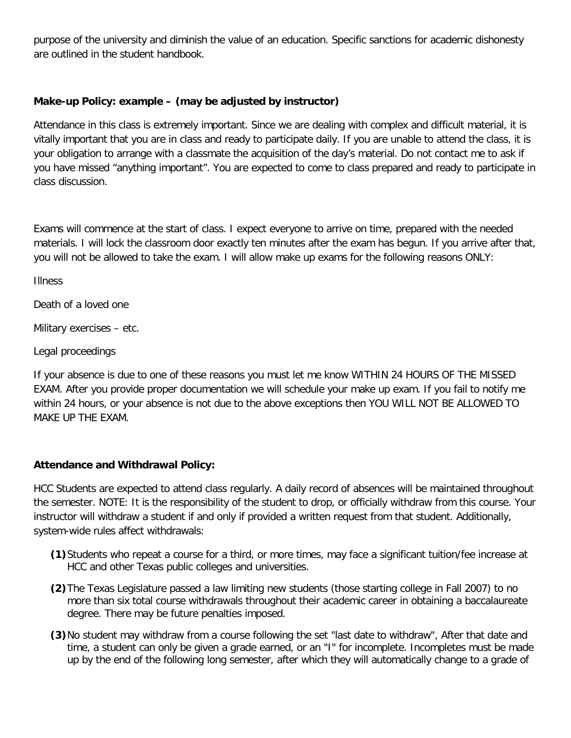purpose of the university and diminish the value of an education. Specific sanctions for academic dishonesty are outlined in the student handbook.

**Make-up Policy: example – (may be adjusted by instructor)**

Attendance in this class is extremely important. Since we are dealing with complex and difficult material, it is vitally important that you are in class and ready to participate daily. If you are unable to attend the class, it is your obligation to arrange with a classmate the acquisition of the day's material. Do not contact me to ask if you have missed "anything important". You are expected to come to class prepared and ready to participate in class discussion.

Exams will commence at the start of class. I expect everyone to arrive on time, prepared with the needed materials. I will lock the classroom door exactly ten minutes after the exam has begun. If you arrive after that, you will not be allowed to take the exam. I will allow make up exams for the following reasons ONLY:

Illness

Death of a loved one

Military exercises – etc.

Legal proceedings

If your absence is due to one of these reasons you must let me know WITHIN 24 HOURS OF THE MISSED EXAM. After you provide proper documentation we will schedule your make up exam. If you fail to notify me within 24 hours, or your absence is not due to the above exceptions then YOU WILL NOT BE ALLOWED TO MAKE UP THE EXAM.

**Attendance and Withdrawal Policy:**

HCC Students are expected to attend class regularly. A daily record of absences will be maintained throughout the semester. NOTE: It is the responsibility of the student to drop, or officially withdraw from this course. Your instructor will withdraw a student if and only if provided a written request from that student. Additionally, system-wide rules affect withdrawals:

**(1)** Students who repeat a course for a third, or more times, may face a significant tuition/fee increase at HCC and other Texas public colleges and universities.

**(2)** The Texas Legislature passed a law limiting new students (those starting college in Fall 2007) to no more than six total course withdrawals throughout their academic career in obtaining a baccalaureate degree. There may be future penalties imposed.

**(3)** No student may withdraw from a course following the set "last date to withdraw", After that date and time, a student can only be given a grade earned, or an "I" for incomplete. Incompletes must be made up by the end of the following long semester, after which they will automatically change to a grade of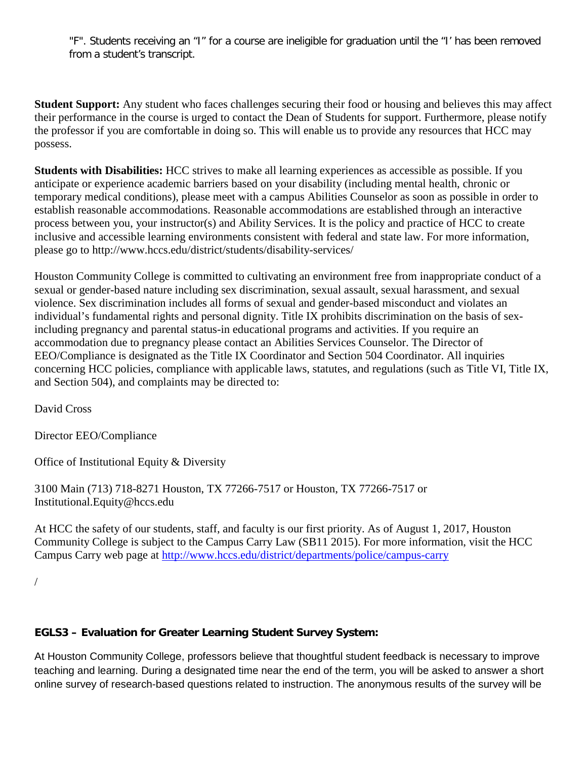"F". Students receiving an "I" for a course are ineligible for graduation until the "I' has been removed from a student's transcript.

**Student Support:** Any student who faces challenges securing their food or housing and believes this may affect their performance in the course is urged to contact the Dean of Students for support. Furthermore, please notify the professor if you are comfortable in doing so. This will enable us to provide any resources that HCC may possess.

**Students with Disabilities:** HCC strives to make all learning experiences as accessible as possible. If you anticipate or experience academic barriers based on your disability (including mental health, chronic or temporary medical conditions), please meet with a campus Abilities Counselor as soon as possible in order to establish reasonable accommodations. Reasonable accommodations are established through an interactive process between you, your instructor(s) and Ability Services. It is the policy and practice of HCC to create inclusive and accessible learning environments consistent with federal and state law. For more information, please go to http://www.hccs.edu/district/students/disability-services/

Houston Community College is committed to cultivating an environment free from inappropriate conduct of a sexual or gender-based nature including sex discrimination, sexual assault, sexual harassment, and sexual violence. Sex discrimination includes all forms of sexual and gender-based misconduct and violates an individual's fundamental rights and personal dignity. Title IX prohibits discrimination on the basis of sex-including pregnancy and parental status-in educational programs and activities. If you require an accommodation due to pregnancy please contact an Abilities Services Counselor. The Director of EEO/Compliance is designated as the Title IX Coordinator and Section 504 Coordinator. All inquiries concerning HCC policies, compliance with applicable laws, statutes, and regulations (such as Title VI, Title IX, and Section 504), and complaints may be directed to:

David Cross

Director EEO/Compliance

Office of Institutional Equity & Diversity

3100 Main (713) 718-8271 Houston, TX 77266-7517 or Houston, TX 77266-7517 or Institutional.Equity@hccs.edu

At HCC the safety of our students, staff, and faculty is our first priority. As of August 1, 2017, Houston Community College is subject to the Campus Carry Law (SB11 2015). For more information, visit the HCC Campus Carry web page at http://www.hccs.edu/district/departments/police/campus-carry

/

**EGLS3 – Evaluation for Greater Learning Student Survey System:**

At Houston Community College, professors believe that thoughtful student feedback is necessary to improve teaching and learning. During a designated time near the end of the term, you will be asked to answer a short online survey of research-based questions related to instruction. The anonymous results of the survey will be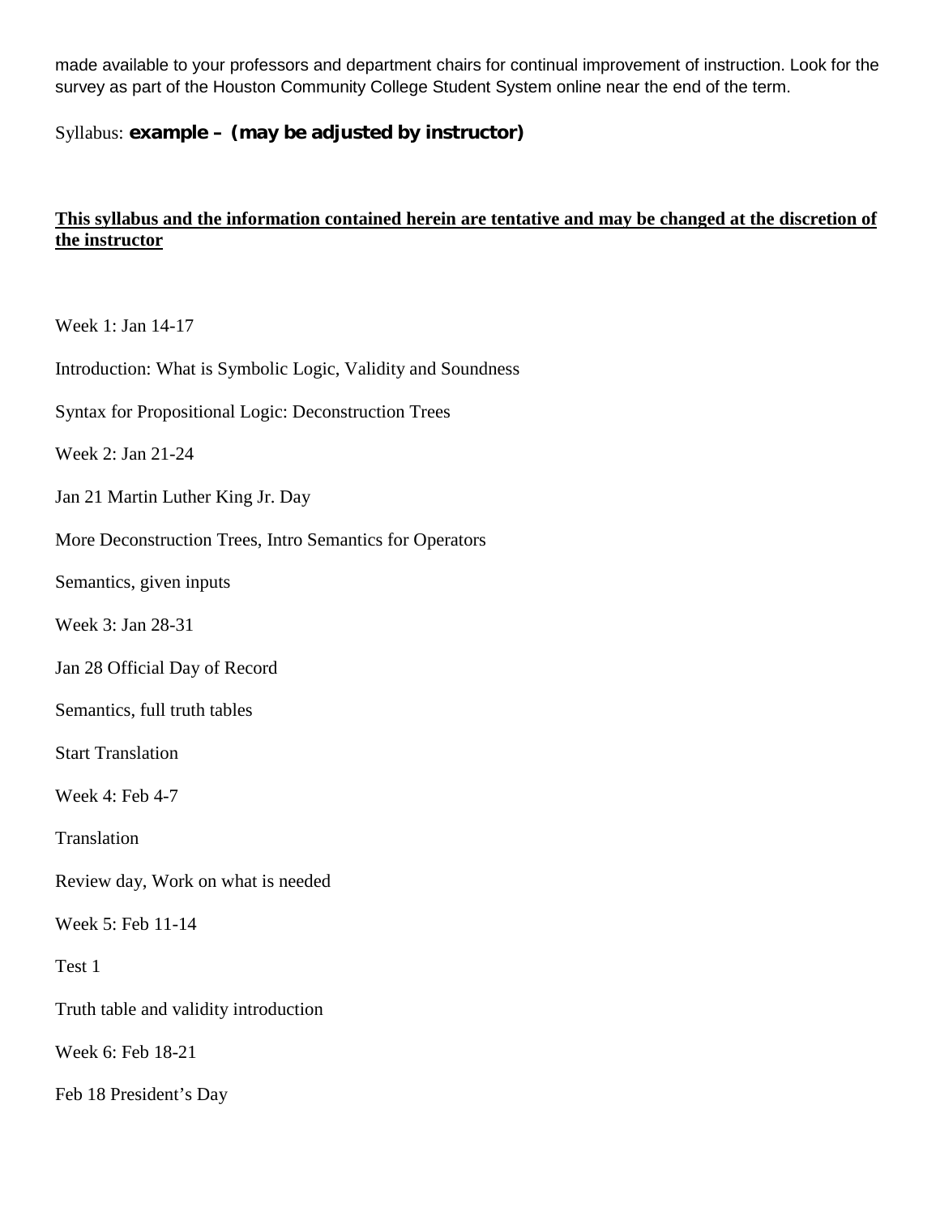made available to your professors and department chairs for continual improvement of instruction. Look for the survey as part of the Houston Community College Student System online near the end of the term.

Syllabus: **example – (may be adjusted by instructor)**

**<u>This syllabus and the information contained herein are tentative and may be changed at the discretion of the instructor</u>**

Week 1: Jan 14-17

Introduction: What is Symbolic Logic, Validity and Soundness

Syntax for Propositional Logic: Deconstruction Trees

Week 2: Jan 21-24

Jan 21 Martin Luther King Jr. Day

More Deconstruction Trees, Intro Semantics for Operators

Semantics, given inputs

Week 3: Jan 28-31

Jan 28 Official Day of Record

Semantics, full truth tables

Start Translation

Week 4: Feb 4-7

Translation

Review day, Work on what is needed

Week 5: Feb 11-14

Test 1

Truth table and validity introduction

Week 6: Feb 18-21

Feb 18 President's Day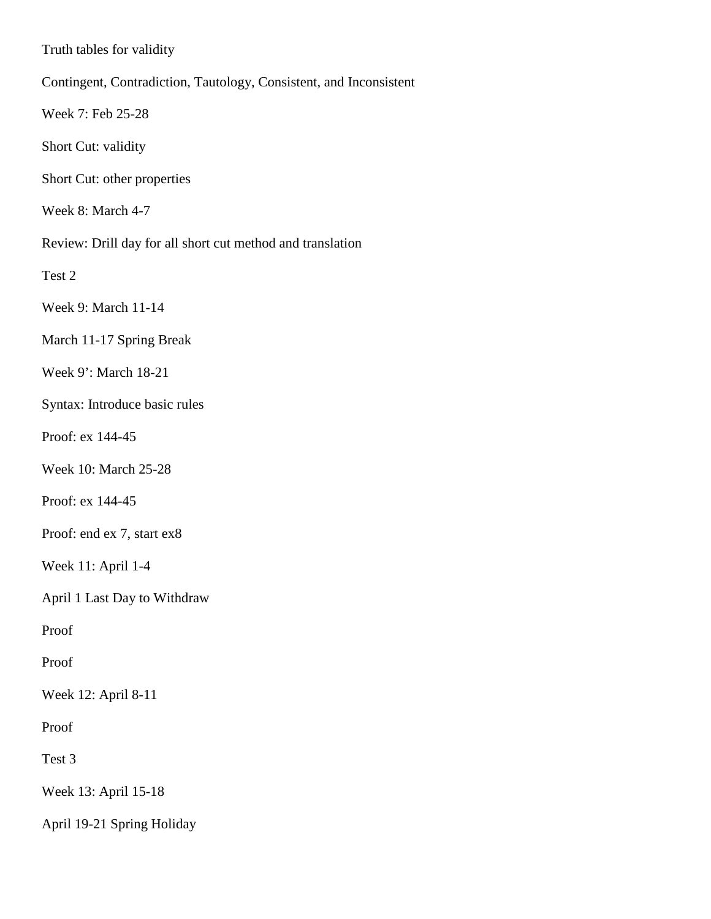Truth tables for validity

Contingent, Contradiction, Tautology, Consistent, and Inconsistent

Week 7: Feb 25-28

Short Cut: validity

Short Cut: other properties

Week 8: March 4-7

Review: Drill day for all short cut method and translation

Test 2

Week 9: March 11-14

March 11-17 Spring Break

Week 9': March 18-21

Syntax: Introduce basic rules

Proof: ex 144-45

Week 10: March 25-28

Proof: ex 144-45

Proof: end ex 7, start ex8

Week 11: April 1-4

April 1 Last Day to Withdraw

Proof

Proof

Week 12: April 8-11

Proof

Test 3

Week 13: April 15-18

April 19-21 Spring Holiday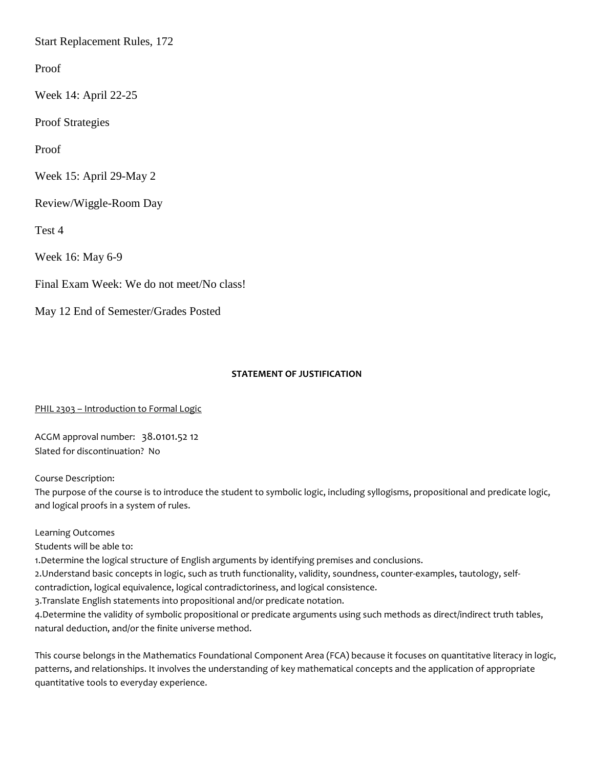Start Replacement Rules, 172

Proof

Week 14: April 22-25

Proof Strategies

Proof

Week 15: April 29-May 2

Review/Wiggle-Room Day

Test 4

Week 16: May 6-9

Final Exam Week: We do not meet/No class!

May 12 End of Semester/Grades Posted

**STATEMENT OF JUSTIFICATION**

PHIL 2303 – Introduction to Formal Logic

ACGM approval number: 38.0101.52 12
Slated for discontinuation? No

Course Description:
The purpose of the course is to introduce the student to symbolic logic, including syllogisms, propositional and predicate logic, and logical proofs in a system of rules.

Learning Outcomes
Students will be able to:
1. Determine the logical structure of English arguments by identifying premises and conclusions.
2. Understand basic concepts in logic, such as truth functionality, validity, soundness, counter-examples, tautology, self-contradiction, logical equivalence, logical contradictoriness, and logical consistence.
3. Translate English statements into propositional and/or predicate notation.
4. Determine the validity of symbolic propositional or predicate arguments using such methods as direct/indirect truth tables, natural deduction, and/or the finite universe method.

This course belongs in the Mathematics Foundational Component Area (FCA) because it focuses on quantitative literacy in logic, patterns, and relationships. It involves the understanding of key mathematical concepts and the application of appropriate quantitative tools to everyday experience.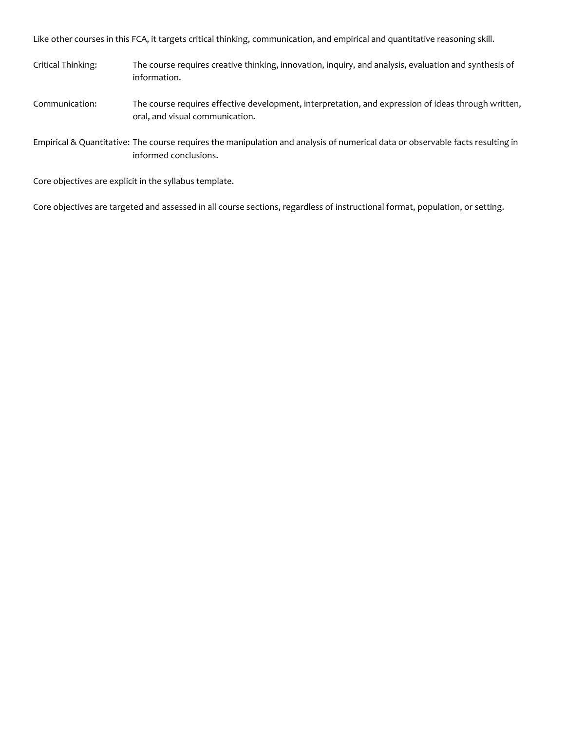Like other courses in this FCA, it targets critical thinking, communication, and empirical and quantitative reasoning skill.

Critical Thinking: The course requires creative thinking, innovation, inquiry, and analysis, evaluation and synthesis of information.

Communication: The course requires effective development, interpretation, and expression of ideas through written, oral, and visual communication.

Empirical & Quantitative: The course requires the manipulation and analysis of numerical data or observable facts resulting in informed conclusions.

Core objectives are explicit in the syllabus template.

Core objectives are targeted and assessed in all course sections, regardless of instructional format, population, or setting.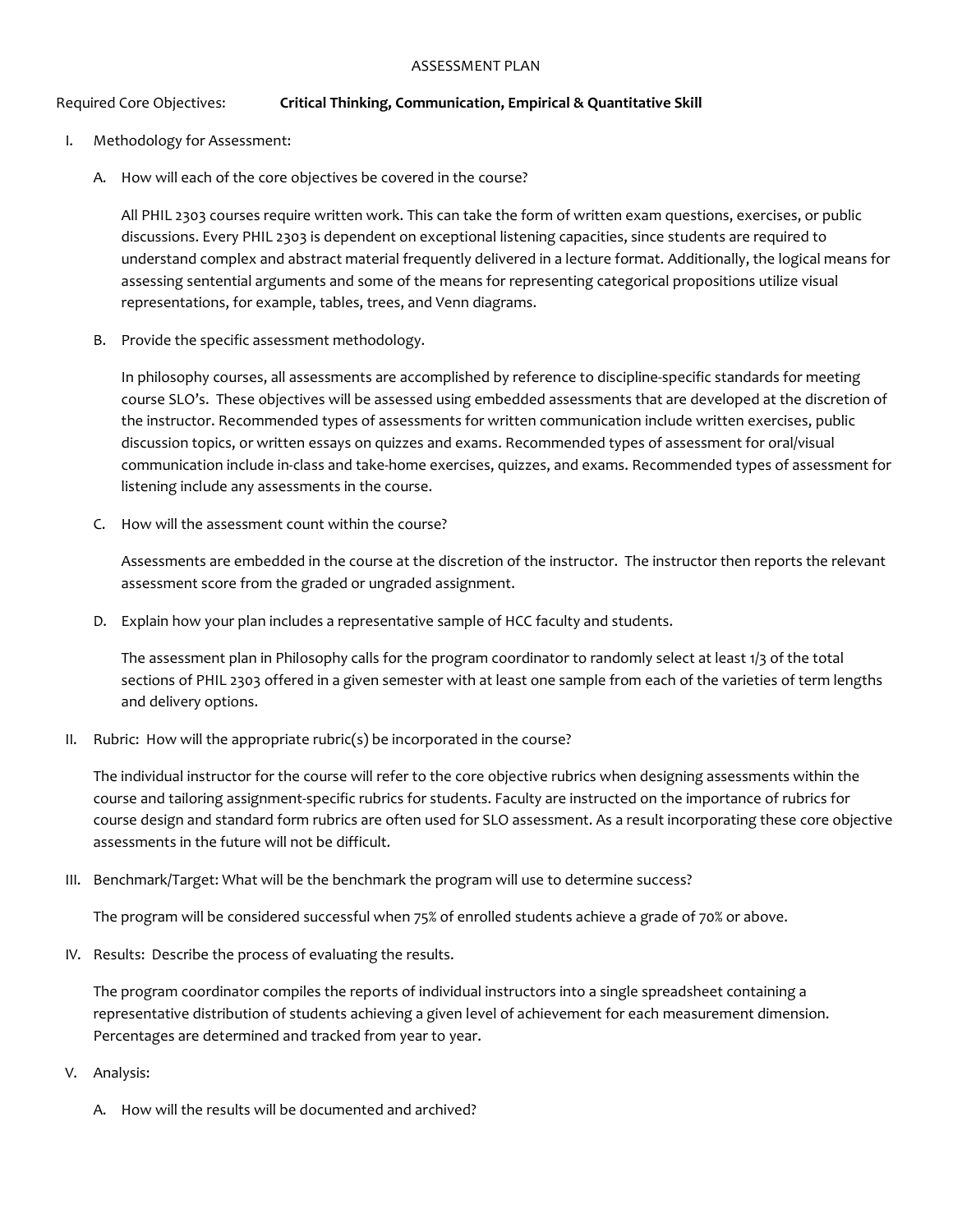# ASSESSMENT PLAN

Required Core Objectives: **Critical Thinking, Communication, Empirical & Quantitative Skill**

I. Methodology for Assessment:

A. How will each of the core objectives be covered in the course?

All PHIL 2303 courses require written work. This can take the form of written exam questions, exercises, or public discussions. Every PHIL 2303 is dependent on exceptional listening capacities, since students are required to understand complex and abstract material frequently delivered in a lecture format. Additionally, the logical means for assessing sentential arguments and some of the means for representing categorical propositions utilize visual representations, for example, tables, trees, and Venn diagrams.

B. Provide the specific assessment methodology.

In philosophy courses, all assessments are accomplished by reference to discipline-specific standards for meeting course SLO's. These objectives will be assessed using embedded assessments that are developed at the discretion of the instructor. Recommended types of assessments for written communication include written exercises, public discussion topics, or written essays on quizzes and exams. Recommended types of assessment for oral/visual communication include in-class and take-home exercises, quizzes, and exams. Recommended types of assessment for listening include any assessments in the course.

C. How will the assessment count within the course?

Assessments are embedded in the course at the discretion of the instructor. The instructor then reports the relevant assessment score from the graded or ungraded assignment.

D. Explain how your plan includes a representative sample of HCC faculty and students.

The assessment plan in Philosophy calls for the program coordinator to randomly select at least 1/3 of the total sections of PHIL 2303 offered in a given semester with at least one sample from each of the varieties of term lengths and delivery options.

II. Rubric: How will the appropriate rubric(s) be incorporated in the course?

The individual instructor for the course will refer to the core objective rubrics when designing assessments within the course and tailoring assignment-specific rubrics for students. Faculty are instructed on the importance of rubrics for course design and standard form rubrics are often used for SLO assessment. As a result incorporating these core objective assessments in the future will not be difficult.

III. Benchmark/Target: What will be the benchmark the program will use to determine success?

The program will be considered successful when 75% of enrolled students achieve a grade of 70% or above.

IV. Results: Describe the process of evaluating the results.

The program coordinator compiles the reports of individual instructors into a single spreadsheet containing a representative distribution of students achieving a given level of achievement for each measurement dimension. Percentages are determined and tracked from year to year.

V. Analysis:

A. How will the results will be documented and archived?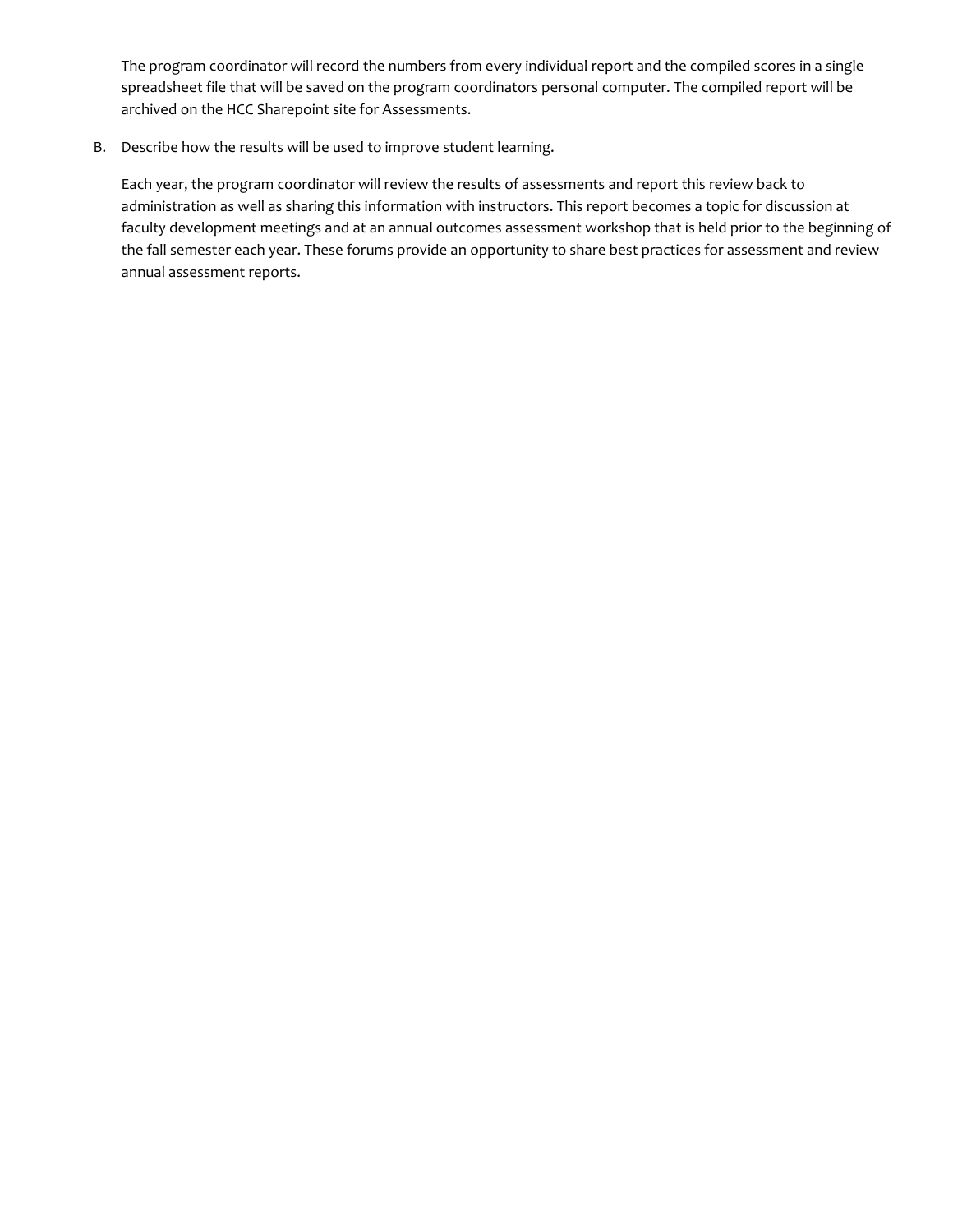The program coordinator will record the numbers from every individual report and the compiled scores in a single spreadsheet file that will be saved on the program coordinators personal computer. The compiled report will be archived on the HCC Sharepoint site for Assessments.

B. Describe how the results will be used to improve student learning.

Each year, the program coordinator will review the results of assessments and report this review back to administration as well as sharing this information with instructors. This report becomes a topic for discussion at faculty development meetings and at an annual outcomes assessment workshop that is held prior to the beginning of the fall semester each year. These forums provide an opportunity to share best practices for assessment and review annual assessment reports.